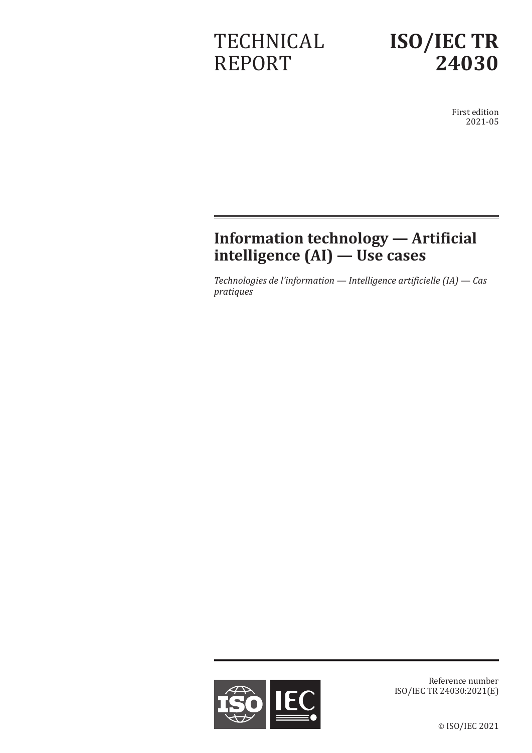TECHNICAL REPORT

# ISO/IEC TR 24030

First edition
2021-05

## Information technology — Artificial intelligence (AI) — Use cases

*Technologies de l'information — Intelligence artificielle (IA) — Cas pratiques*

Reference number
ISO/IEC TR 24030:2021(E)

© ISO/IEC 2021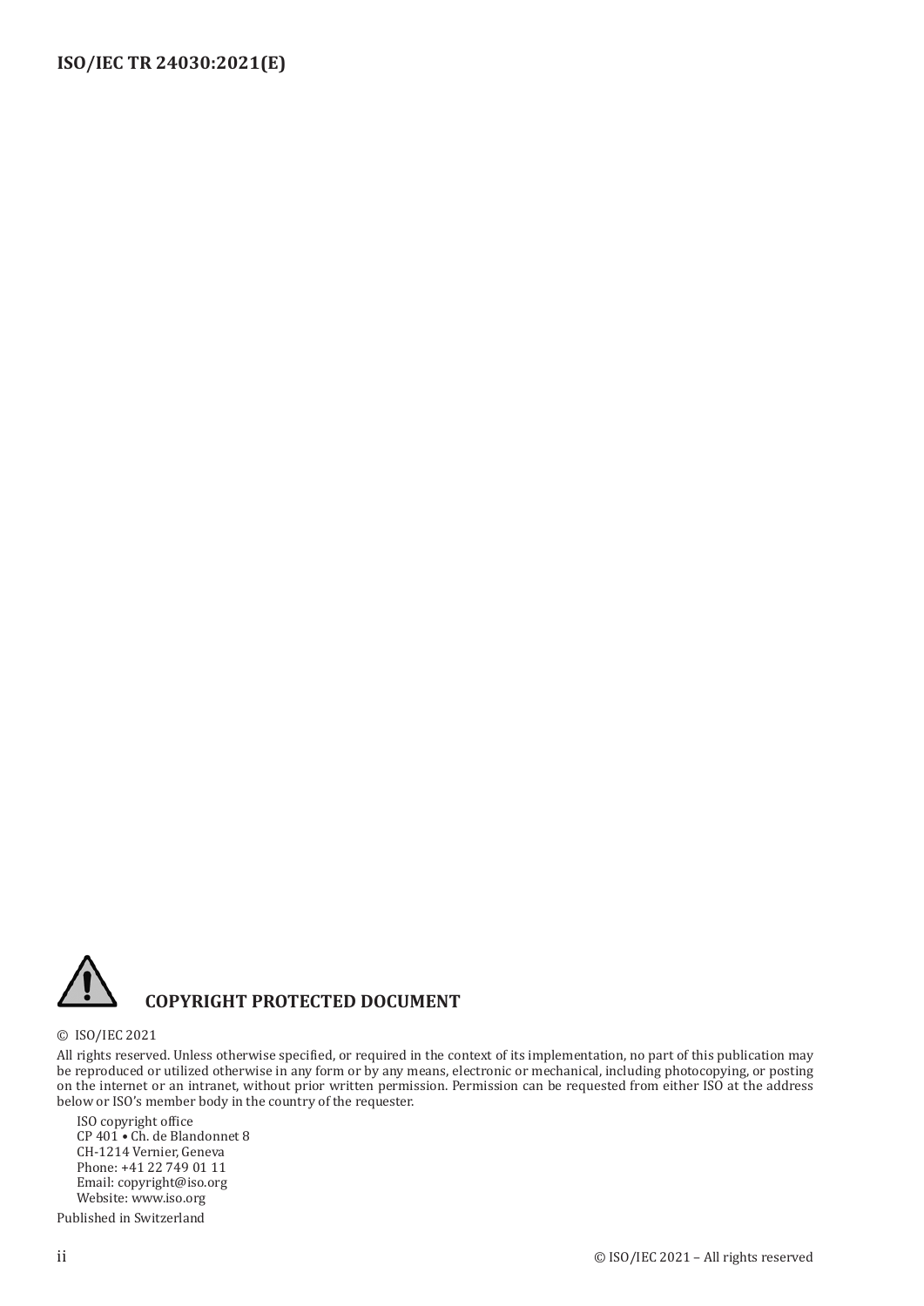**COPYRIGHT PROTECTED DOCUMENT**

© ISO/IEC 2021

All rights reserved. Unless otherwise specified, or required in the context of its implementation, no part of this publication may be reproduced or utilized otherwise in any form or by any means, electronic or mechanical, including photocopying, or posting on the internet or an intranet, without prior written permission. Permission can be requested from either ISO at the address below or ISO's member body in the country of the requester.

ISO copyright office
CP 401 • Ch. de Blandonnet 8
CH-1214 Vernier, Geneva
Phone: +41 22 749 01 11
Email: copyright@iso.org
Website: www.iso.org

Published in Switzerland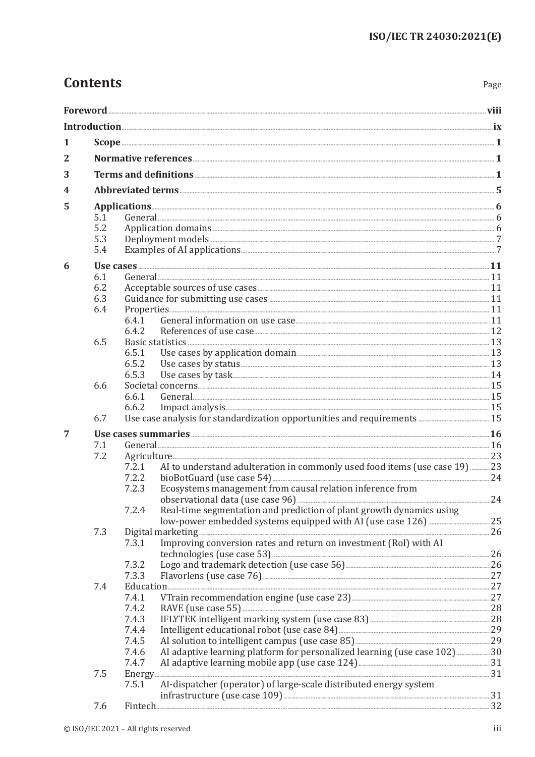# Contents

Page

| | | | Page |
|---|---|---|---|
| **Foreword** | | | **viii** |
| **Introduction** | | | **ix** |
| **1** | **Scope** | | **1** |
| **2** | **Normative references** | | **1** |
| **3** | **Terms and definitions** | | **1** |
| **4** | **Abbreviated terms** | | **5** |
| **5** | **Applications** | | **6** |
| | 5.1 | General | 6 |
| | 5.2 | Application domains | 6 |
| | 5.3 | Deployment models | 7 |
| | 5.4 | Examples of AI applications | 7 |
| **6** | **Use cases** | | **11** |
| | 6.1 | General | 11 |
| | 6.2 | Acceptable sources of use cases | 11 |
| | 6.3 | Guidance for submitting use cases | 11 |
| | 6.4 | Properties | 11 |
| | | 6.4.1 General information on use case | 11 |
| | | 6.4.2 References of use case | 12 |
| | 6.5 | Basic statistics | 13 |
| | | 6.5.1 Use cases by application domain | 13 |
| | | 6.5.2 Use cases by status | 13 |
| | | 6.5.3 Use cases by task | 14 |
| | 6.6 | Societal concerns | 15 |
| | | 6.6.1 General | 15 |
| | | 6.6.2 Impact analysis | 15 |
| | 6.7 | Use case analysis for standardization opportunities and requirements | 15 |
| **7** | **Use cases summaries** | | **16** |
| | 7.1 | General | 16 |
| | 7.2 | Agriculture | 23 |
| | | 7.2.1 AI to understand adulteration in commonly used food items (use case 19) | 23 |
| | | 7.2.2 bioBotGuard (use case 54) | 24 |
| | | 7.2.3 Ecosystems management from causal relation inference from observational data (use case 96) | 24 |
| | | 7.2.4 Real-time segmentation and prediction of plant growth dynamics using low-power embedded systems equipped with AI (use case 126) | 25 |
| | 7.3 | Digital marketing | 26 |
| | | 7.3.1 Improving conversion rates and return on investment (RoI) with AI technologies (use case 53) | 26 |
| | | 7.3.2 Logo and trademark detection (use case 56) | 26 |
| | | 7.3.3 Flavorlens (use case 76) | 27 |
| | 7.4 | Education | 27 |
| | | 7.4.1 VTrain recommendation engine (use case 23) | 27 |
| | | 7.4.2 RAVE (use case 55) | 28 |
| | | 7.4.3 IFLYTEK intelligent marking system (use case 83) | 28 |
| | | 7.4.4 Intelligent educational robot (use case 84) | 29 |
| | | 7.4.5 AI solution to intelligent campus (use case 85) | 29 |
| | | 7.4.6 AI adaptive learning platform for personalized learning (use case 102) | 30 |
| | | 7.4.7 AI adaptive learning mobile app (use case 124) | 31 |
| | 7.5 | Energy | 31 |
| | | 7.5.1 AI-dispatcher (operator) of large-scale distributed energy system infrastructure (use case 109) | 31 |
| | 7.6 | Fintech | 32 |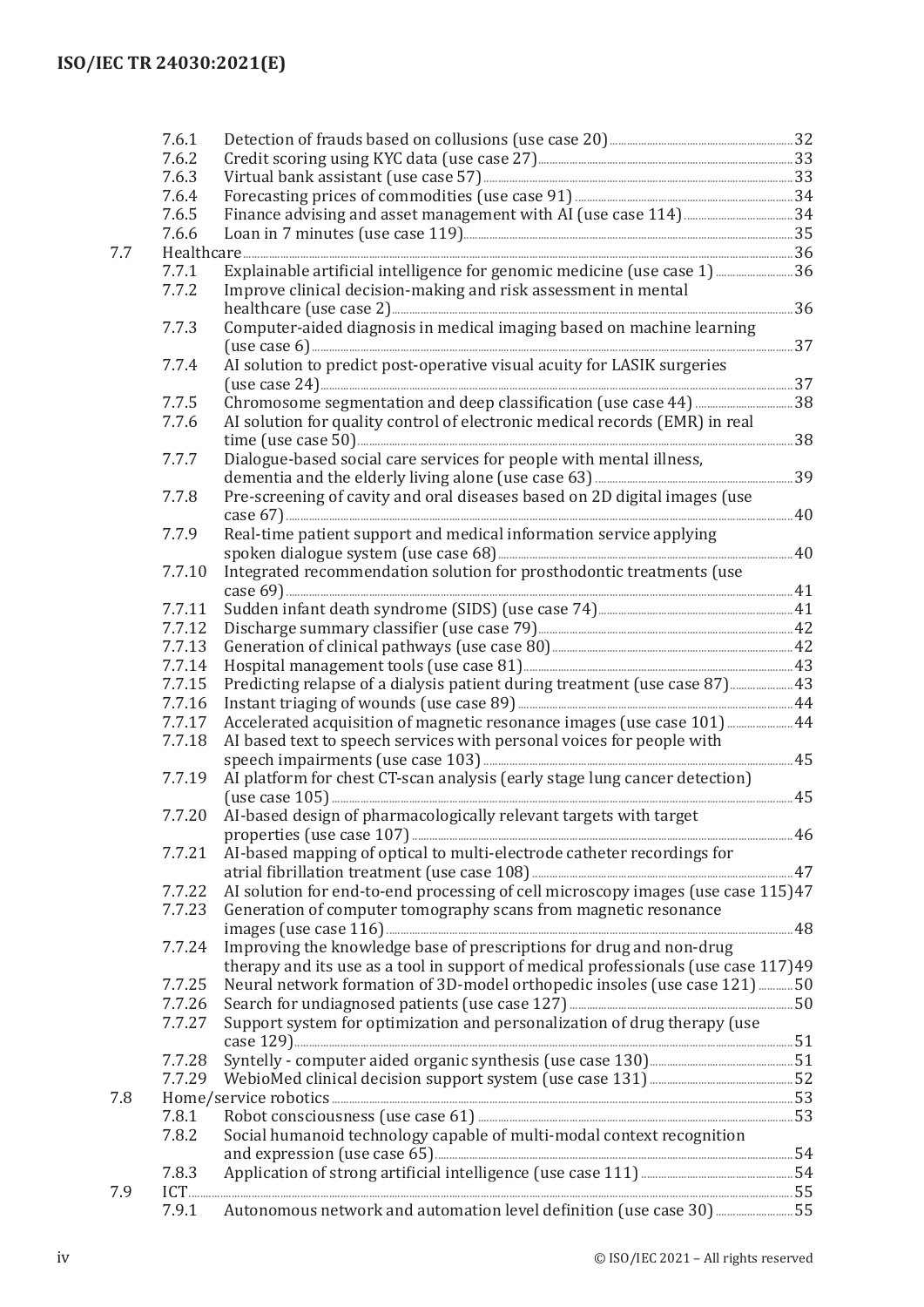7.6.1 Detection of frauds based on collusions (use case 20) ... 32
7.6.2 Credit scoring using KYC data (use case 27) ... 33
7.6.3 Virtual bank assistant (use case 57) ... 33
7.6.4 Forecasting prices of commodities (use case 91) ... 34
7.6.5 Finance advising and asset management with AI (use case 114) ... 34
7.6.6 Loan in 7 minutes (use case 119) ... 35

7.7 Healthcare ... 36
7.7.1 Explainable artificial intelligence for genomic medicine (use case 1) ... 36
7.7.2 Improve clinical decision-making and risk assessment in mental healthcare (use case 2) ... 36
7.7.3 Computer-aided diagnosis in medical imaging based on machine learning (use case 6) ... 37
7.7.4 AI solution to predict post-operative visual acuity for LASIK surgeries (use case 24) ... 37
7.7.5 Chromosome segmentation and deep classification (use case 44) ... 38
7.7.6 AI solution for quality control of electronic medical records (EMR) in real time (use case 50) ... 38
7.7.7 Dialogue-based social care services for people with mental illness, dementia and the elderly living alone (use case 63) ... 39
7.7.8 Pre-screening of cavity and oral diseases based on 2D digital images (use case 67) ... 40
7.7.9 Real-time patient support and medical information service applying spoken dialogue system (use case 68) ... 40
7.7.10 Integrated recommendation solution for prosthodontic treatments (use case 69) ... 41
7.7.11 Sudden infant death syndrome (SIDS) (use case 74) ... 41
7.7.12 Discharge summary classifier (use case 79) ... 42
7.7.13 Generation of clinical pathways (use case 80) ... 42
7.7.14 Hospital management tools (use case 81) ... 43
7.7.15 Predicting relapse of a dialysis patient during treatment (use case 87) ... 43
7.7.16 Instant triaging of wounds (use case 89) ... 44
7.7.17 Accelerated acquisition of magnetic resonance images (use case 101) ... 44
7.7.18 AI based text to speech services with personal voices for people with speech impairments (use case 103) ... 45
7.7.19 AI platform for chest CT-scan analysis (early stage lung cancer detection) (use case 105) ... 45
7.7.20 AI-based design of pharmacologically relevant targets with target properties (use case 107) ... 46
7.7.21 AI-based mapping of optical to multi-electrode catheter recordings for atrial fibrillation treatment (use case 108) ... 47
7.7.22 AI solution for end-to-end processing of cell microscopy images (use case 115) ... 47
7.7.23 Generation of computer tomography scans from magnetic resonance images (use case 116) ... 48
7.7.24 Improving the knowledge base of prescriptions for drug and non-drug therapy and its use as a tool in support of medical professionals (use case 117) ... 49
7.7.25 Neural network formation of 3D-model orthopedic insoles (use case 121) ... 50
7.7.26 Search for undiagnosed patients (use case 127) ... 50
7.7.27 Support system for optimization and personalization of drug therapy (use case 129) ... 51
7.7.28 Syntelly - computer aided organic synthesis (use case 130) ... 51
7.7.29 WebioMed clinical decision support system (use case 131) ... 52

7.8 Home/service robotics ... 53
7.8.1 Robot consciousness (use case 61) ... 53
7.8.2 Social humanoid technology capable of multi-modal context recognition and expression (use case 65) ... 54
7.8.3 Application of strong artificial intelligence (use case 111) ... 54

7.9 ICT ... 55
7.9.1 Autonomous network and automation level definition (use case 30) ... 55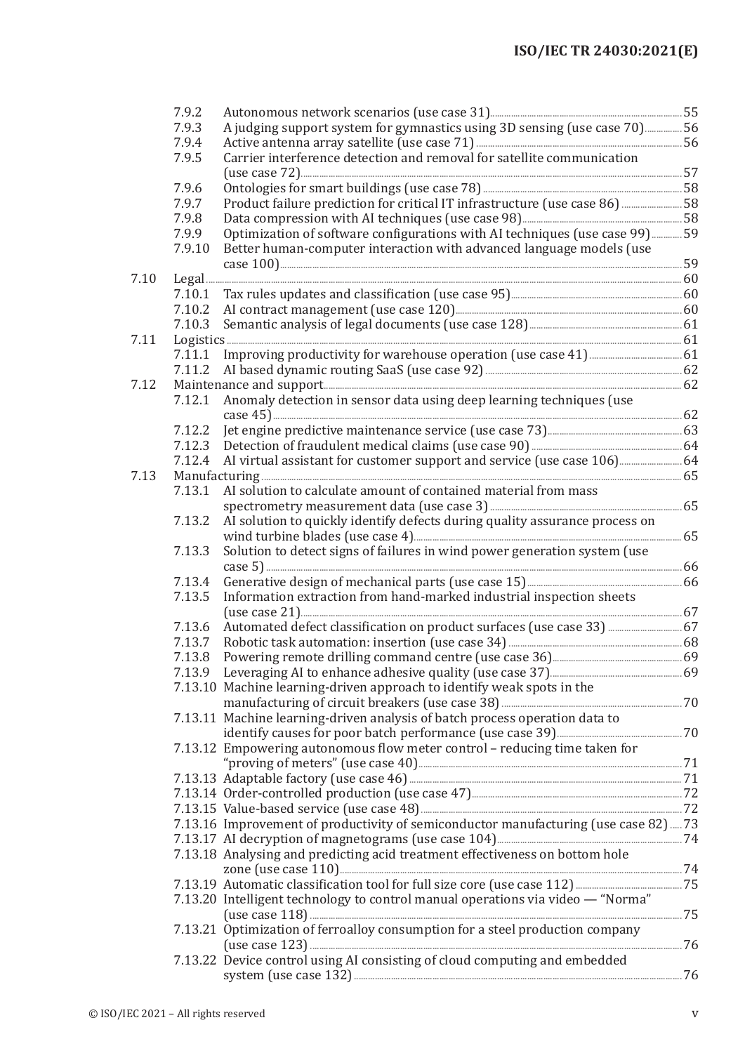7.9.2 Autonomous network scenarios (use case 31) 55
7.9.3 A judging support system for gymnastics using 3D sensing (use case 70) 56
7.9.4 Active antenna array satellite (use case 71) 56
7.9.5 Carrier interference detection and removal for satellite communication (use case 72) 57
7.9.6 Ontologies for smart buildings (use case 78) 58
7.9.7 Product failure prediction for critical IT infrastructure (use case 86) 58
7.9.8 Data compression with AI techniques (use case 98) 58
7.9.9 Optimization of software configurations with AI techniques (use case 99) 59
7.9.10 Better human-computer interaction with advanced language models (use case 100) 59

7.10 Legal 60
7.10.1 Tax rules updates and classification (use case 95) 60
7.10.2 AI contract management (use case 120) 60
7.10.3 Semantic analysis of legal documents (use case 128) 61

7.11 Logistics 61
7.11.1 Improving productivity for warehouse operation (use case 41) 61
7.11.2 AI based dynamic routing SaaS (use case 92) 62

7.12 Maintenance and support 62
7.12.1 Anomaly detection in sensor data using deep learning techniques (use case 45) 62
7.12.2 Jet engine predictive maintenance service (use case 73) 63
7.12.3 Detection of fraudulent medical claims (use case 90) 64
7.12.4 AI virtual assistant for customer support and service (use case 106) 64

7.13 Manufacturing 65
7.13.1 AI solution to calculate amount of contained material from mass spectrometry measurement data (use case 3) 65
7.13.2 AI solution to quickly identify defects during quality assurance process on wind turbine blades (use case 4) 65
7.13.3 Solution to detect signs of failures in wind power generation system (use case 5) 66
7.13.4 Generative design of mechanical parts (use case 15) 66
7.13.5 Information extraction from hand-marked industrial inspection sheets (use case 21) 67
7.13.6 Automated defect classification on product surfaces (use case 33) 67
7.13.7 Robotic task automation: insertion (use case 34) 68
7.13.8 Powering remote drilling command centre (use case 36) 69
7.13.9 Leveraging AI to enhance adhesive quality (use case 37) 69
7.13.10 Machine learning-driven approach to identify weak spots in the manufacturing of circuit breakers (use case 38) 70
7.13.11 Machine learning-driven analysis of batch process operation data to identify causes for poor batch performance (use case 39) 70
7.13.12 Empowering autonomous flow meter control – reducing time taken for "proving of meters" (use case 40) 71
7.13.13 Adaptable factory (use case 46) 71
7.13.14 Order-controlled production (use case 47) 72
7.13.15 Value-based service (use case 48) 72
7.13.16 Improvement of productivity of semiconductor manufacturing (use case 82) 73
7.13.17 AI decryption of magnetograms (use case 104) 74
7.13.18 Analysing and predicting acid treatment effectiveness on bottom hole zone (use case 110) 74
7.13.19 Automatic classification tool for full size core (use case 112) 75
7.13.20 Intelligent technology to control manual operations via video — "Norma" (use case 118) 75
7.13.21 Optimization of ferroalloy consumption for a steel production company (use case 123) 76
7.13.22 Device control using AI consisting of cloud computing and embedded system (use case 132) 76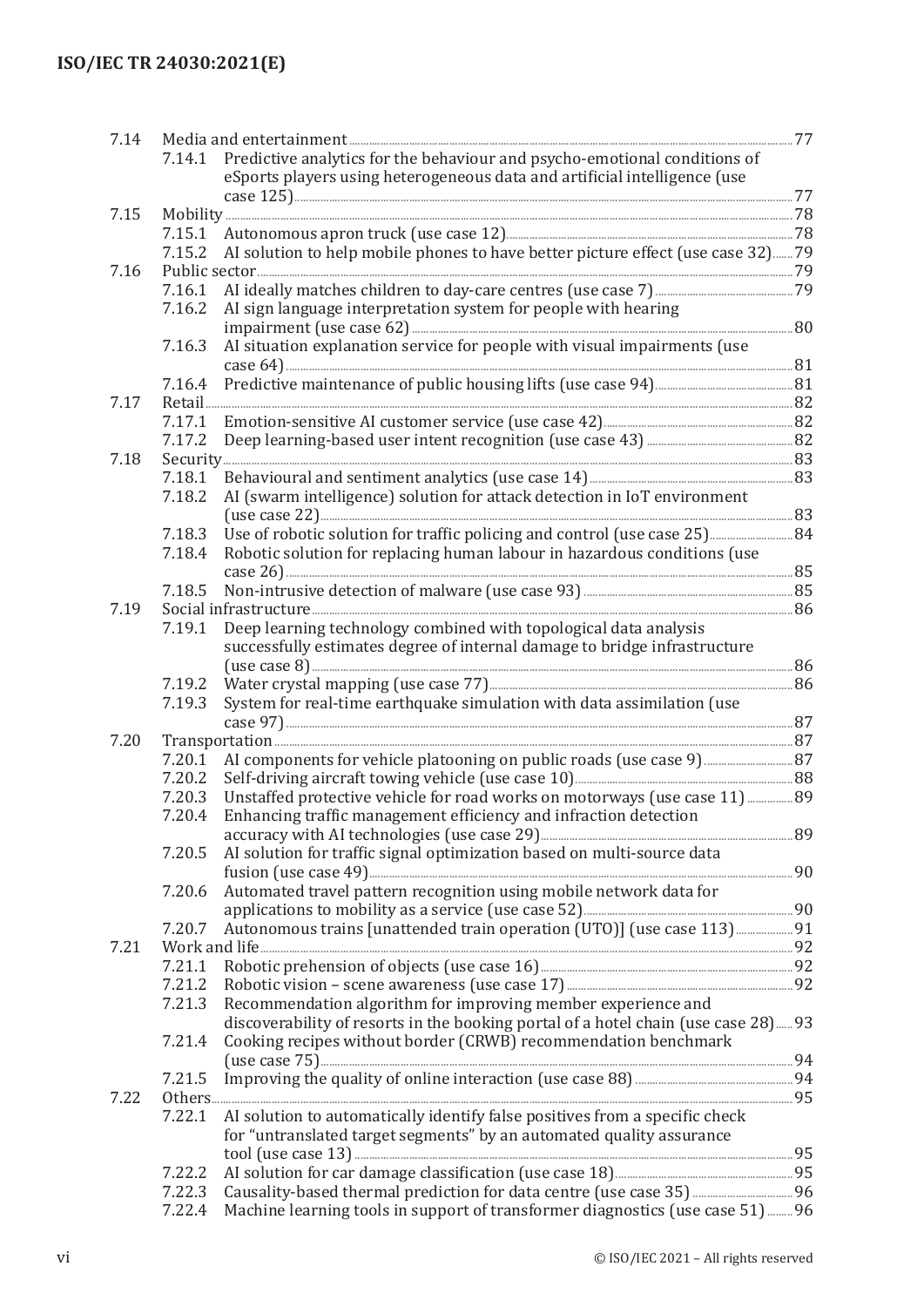- 7.14 Media and entertainment ... 77
  - 7.14.1 Predictive analytics for the behaviour and psycho-emotional conditions of eSports players using heterogeneous data and artificial intelligence (use case 125) ... 77
- 7.15 Mobility ... 78
  - 7.15.1 Autonomous apron truck (use case 12) ... 78
  - 7.15.2 AI solution to help mobile phones to have better picture effect (use case 32) ... 79
- 7.16 Public sector ... 79
  - 7.16.1 AI ideally matches children to day-care centres (use case 7) ... 79
  - 7.16.2 AI sign language interpretation system for people with hearing impairment (use case 62) ... 80
  - 7.16.3 AI situation explanation service for people with visual impairments (use case 64) ... 81
  - 7.16.4 Predictive maintenance of public housing lifts (use case 94) ... 81
- 7.17 Retail ... 82
  - 7.17.1 Emotion-sensitive AI customer service (use case 42) ... 82
  - 7.17.2 Deep learning-based user intent recognition (use case 43) ... 82
- 7.18 Security ... 83
  - 7.18.1 Behavioural and sentiment analytics (use case 14) ... 83
  - 7.18.2 AI (swarm intelligence) solution for attack detection in IoT environment (use case 22) ... 83
  - 7.18.3 Use of robotic solution for traffic policing and control (use case 25) ... 84
  - 7.18.4 Robotic solution for replacing human labour in hazardous conditions (use case 26) ... 85
  - 7.18.5 Non-intrusive detection of malware (use case 93) ... 85
- 7.19 Social infrastructure ... 86
  - 7.19.1 Deep learning technology combined with topological data analysis successfully estimates degree of internal damage to bridge infrastructure (use case 8) ... 86
  - 7.19.2 Water crystal mapping (use case 77) ... 86
  - 7.19.3 System for real-time earthquake simulation with data assimilation (use case 97) ... 87
- 7.20 Transportation ... 87
  - 7.20.1 AI components for vehicle platooning on public roads (use case 9) ... 87
  - 7.20.2 Self-driving aircraft towing vehicle (use case 10) ... 88
  - 7.20.3 Unstaffed protective vehicle for road works on motorways (use case 11) ... 89
  - 7.20.4 Enhancing traffic management efficiency and infraction detection accuracy with AI technologies (use case 29) ... 89
  - 7.20.5 AI solution for traffic signal optimization based on multi-source data fusion (use case 49) ... 90
  - 7.20.6 Automated travel pattern recognition using mobile network data for applications to mobility as a service (use case 52) ... 90
  - 7.20.7 Autonomous trains [unattended train operation (UTO)] (use case 113) ... 91
- 7.21 Work and life ... 92
  - 7.21.1 Robotic prehension of objects (use case 16) ... 92
  - 7.21.2 Robotic vision – scene awareness (use case 17) ... 92
  - 7.21.3 Recommendation algorithm for improving member experience and discoverability of resorts in the booking portal of a hotel chain (use case 28) ... 93
  - 7.21.4 Cooking recipes without border (CRWB) recommendation benchmark (use case 75) ... 94
  - 7.21.5 Improving the quality of online interaction (use case 88) ... 94
- 7.22 Others ... 95
  - 7.22.1 AI solution to automatically identify false positives from a specific check for "untranslated target segments" by an automated quality assurance tool (use case 13) ... 95
  - 7.22.2 AI solution for car damage classification (use case 18) ... 95
  - 7.22.3 Causality-based thermal prediction for data centre (use case 35) ... 96
  - 7.22.4 Machine learning tools in support of transformer diagnostics (use case 51) ... 96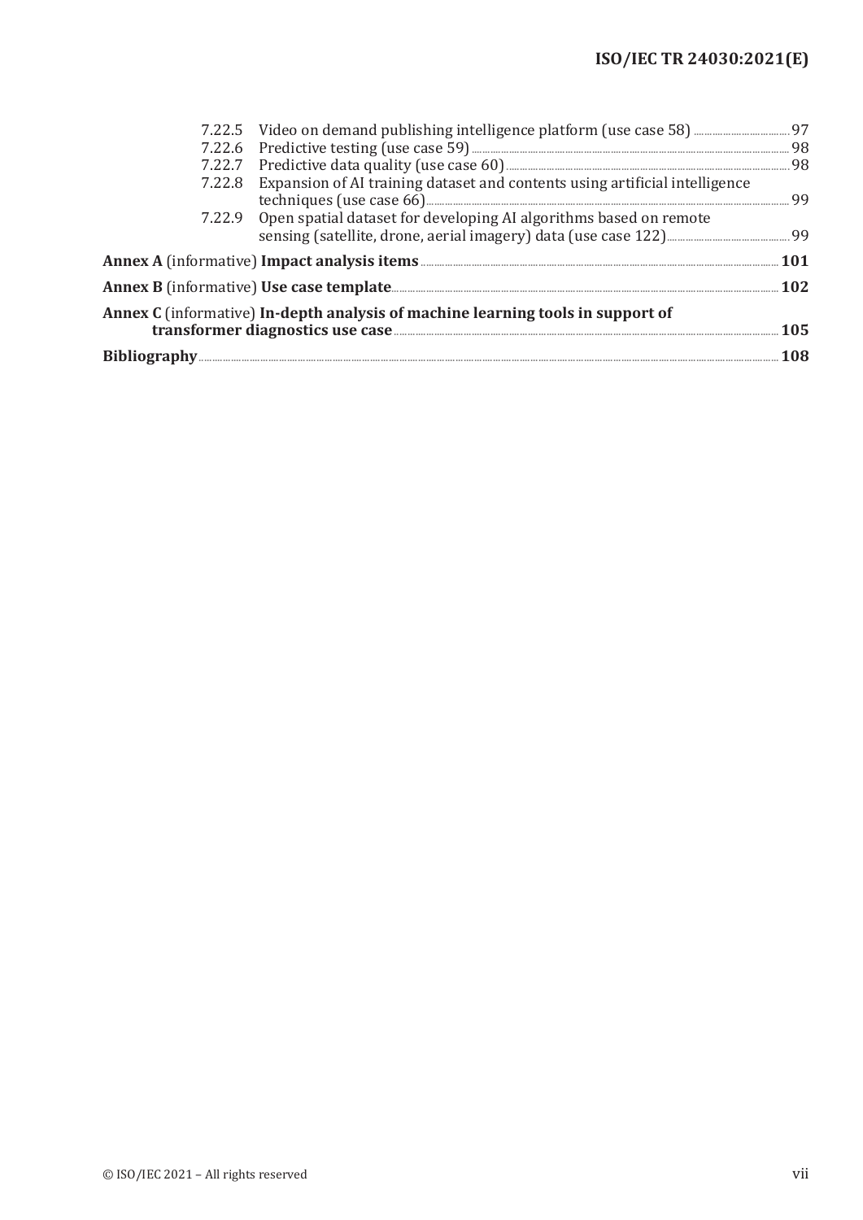7.22.5 Video on demand publishing intelligence platform (use case 58) ... 97
7.22.6 Predictive testing (use case 59) ... 98
7.22.7 Predictive data quality (use case 60) ... 98
7.22.8 Expansion of AI training dataset and contents using artificial intelligence techniques (use case 66) ... 99
7.22.9 Open spatial dataset for developing AI algorithms based on remote sensing (satellite, drone, aerial imagery) data (use case 122) ... 99

**Annex A** (informative) **Impact analysis items** ... **101**

**Annex B** (informative) **Use case template** ... **102**

**Annex C** (informative) **In-depth analysis of machine learning tools in support of transformer diagnostics use case** ... **105**

**Bibliography** ... **108**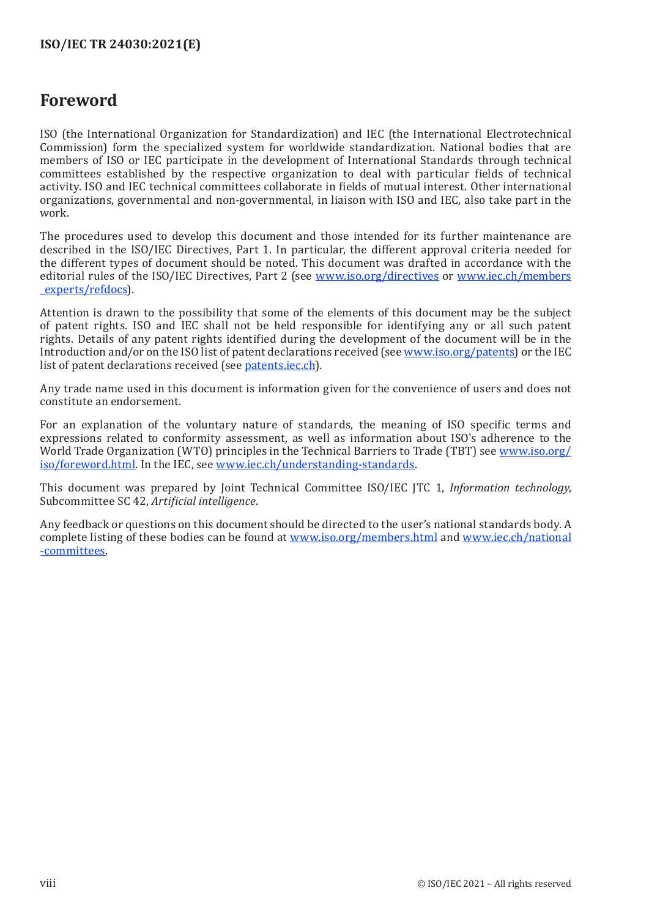# Foreword

ISO (the International Organization for Standardization) and IEC (the International Electrotechnical Commission) form the specialized system for worldwide standardization. National bodies that are members of ISO or IEC participate in the development of International Standards through technical committees established by the respective organization to deal with particular fields of technical activity. ISO and IEC technical committees collaborate in fields of mutual interest. Other international organizations, governmental and non-governmental, in liaison with ISO and IEC, also take part in the work.

The procedures used to develop this document and those intended for its further maintenance are described in the ISO/IEC Directives, Part 1. In particular, the different approval criteria needed for the different types of document should be noted. This document was drafted in accordance with the editorial rules of the ISO/IEC Directives, Part 2 (see www.iso.org/directives or www.iec.ch/members_experts/refdocs).

Attention is drawn to the possibility that some of the elements of this document may be the subject of patent rights. ISO and IEC shall not be held responsible for identifying any or all such patent rights. Details of any patent rights identified during the development of the document will be in the Introduction and/or on the ISO list of patent declarations received (see www.iso.org/patents) or the IEC list of patent declarations received (see patents.iec.ch).

Any trade name used in this document is information given for the convenience of users and does not constitute an endorsement.

For an explanation of the voluntary nature of standards, the meaning of ISO specific terms and expressions related to conformity assessment, as well as information about ISO's adherence to the World Trade Organization (WTO) principles in the Technical Barriers to Trade (TBT) see www.iso.org/iso/foreword.html. In the IEC, see www.iec.ch/understanding-standards.

This document was prepared by Joint Technical Committee ISO/IEC JTC 1, *Information technology*, Subcommittee SC 42, *Artificial intelligence*.

Any feedback or questions on this document should be directed to the user's national standards body. A complete listing of these bodies can be found at www.iso.org/members.html and www.iec.ch/national-committees.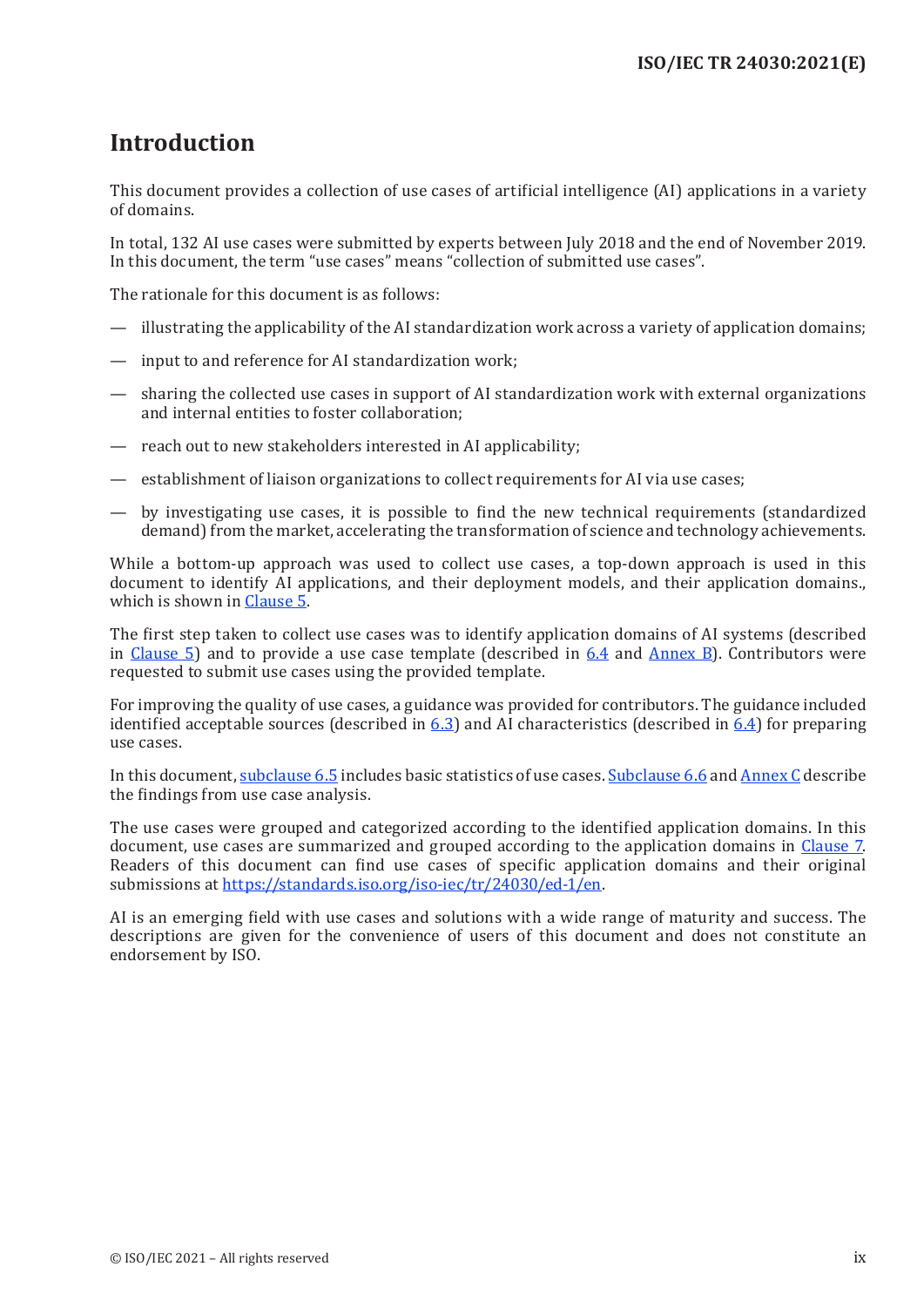# Introduction

This document provides a collection of use cases of artificial intelligence (AI) applications in a variety of domains.

In total, 132 AI use cases were submitted by experts between July 2018 and the end of November 2019. In this document, the term "use cases" means "collection of submitted use cases".

The rationale for this document is as follows:

— illustrating the applicability of the AI standardization work across a variety of application domains;

— input to and reference for AI standardization work;

— sharing the collected use cases in support of AI standardization work with external organizations and internal entities to foster collaboration;

— reach out to new stakeholders interested in AI applicability;

— establishment of liaison organizations to collect requirements for AI via use cases;

— by investigating use cases, it is possible to find the new technical requirements (standardized demand) from the market, accelerating the transformation of science and technology achievements.

While a bottom-up approach was used to collect use cases, a top-down approach is used in this document to identify AI applications, and their deployment models, and their application domains., which is shown in Clause 5.

The first step taken to collect use cases was to identify application domains of AI systems (described in Clause 5) and to provide a use case template (described in 6.4 and Annex B). Contributors were requested to submit use cases using the provided template.

For improving the quality of use cases, a guidance was provided for contributors. The guidance included identified acceptable sources (described in 6.3) and AI characteristics (described in 6.4) for preparing use cases.

In this document, subclause 6.5 includes basic statistics of use cases. Subclause 6.6 and Annex C describe the findings from use case analysis.

The use cases were grouped and categorized according to the identified application domains. In this document, use cases are summarized and grouped according to the application domains in Clause 7. Readers of this document can find use cases of specific application domains and their original submissions at https://standards.iso.org/iso-iec/tr/24030/ed-1/en.

AI is an emerging field with use cases and solutions with a wide range of maturity and success. The descriptions are given for the convenience of users of this document and does not constitute an endorsement by ISO.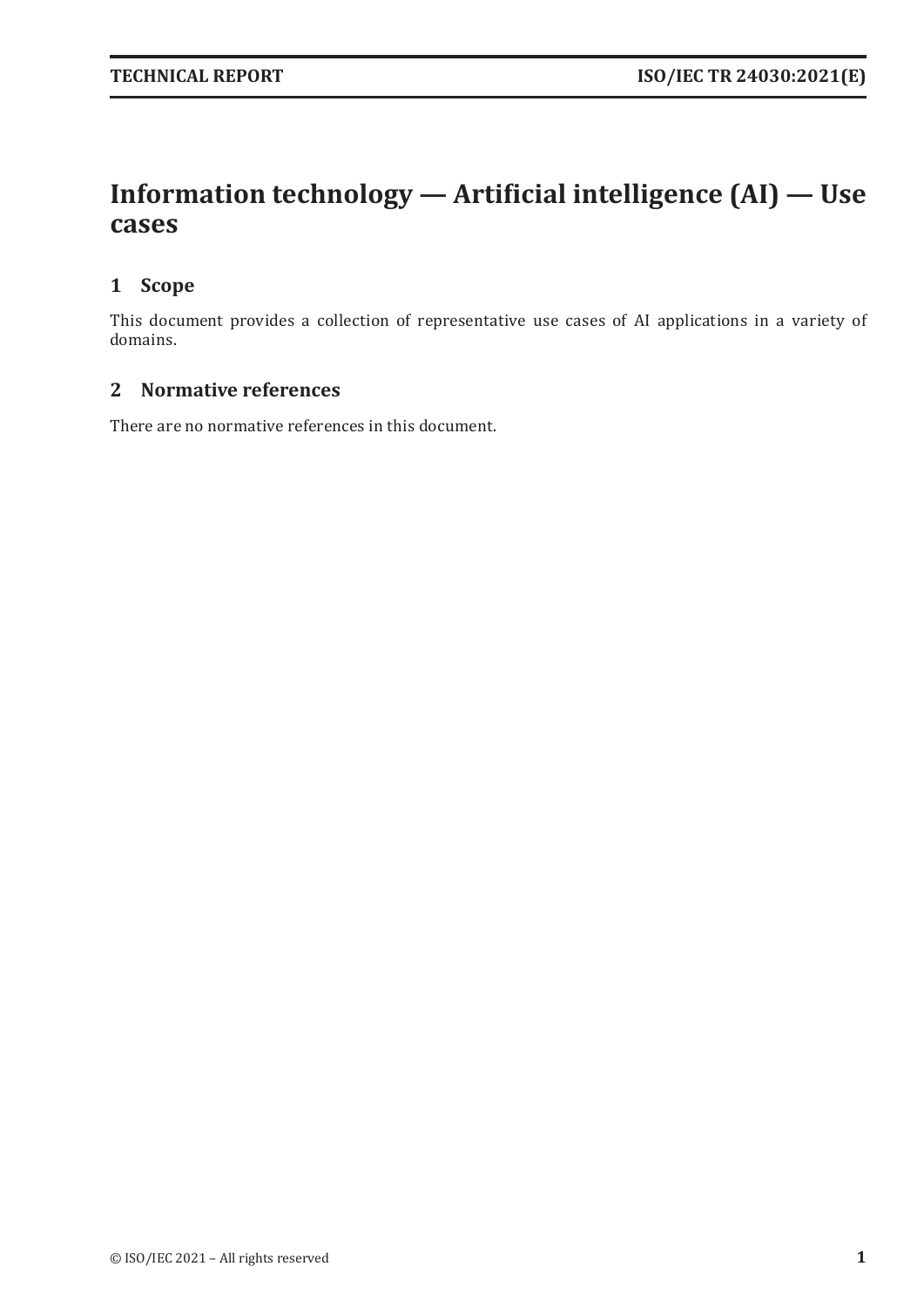# Information technology — Artificial intelligence (AI) — Use cases

## 1 Scope

This document provides a collection of representative use cases of AI applications in a variety of domains.

## 2 Normative references

There are no normative references in this document.